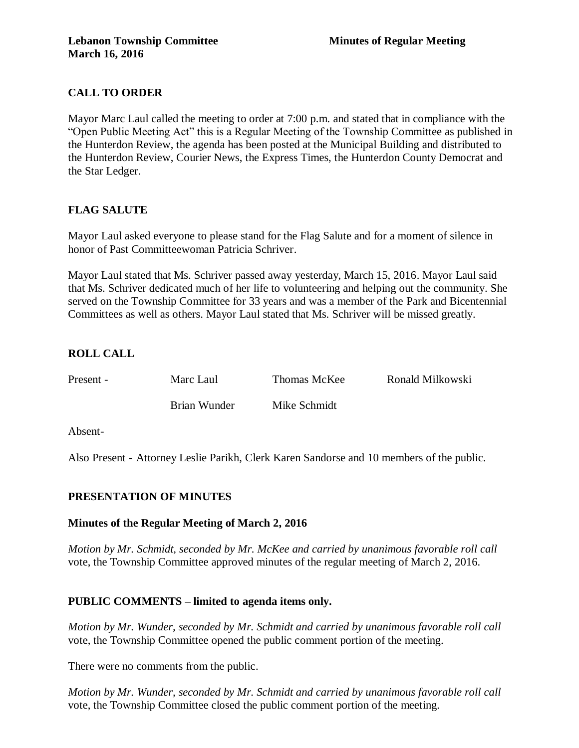**Lebanon Township Committee** **Minutes of Regular Meeting**
**March 16, 2016**

## CALL TO ORDER

Mayor Marc Laul called the meeting to order at 7:00 p.m. and stated that in compliance with the "Open Public Meeting Act" this is a Regular Meeting of the Township Committee as published in the Hunterdon Review, the agenda has been posted at the Municipal Building and distributed to the Hunterdon Review, Courier News, the Express Times, the Hunterdon County Democrat and the Star Ledger.

## FLAG SALUTE

Mayor Laul asked everyone to please stand for the Flag Salute and for a moment of silence in honor of Past Committeewoman Patricia Schriver.

Mayor Laul stated that Ms. Schriver passed away yesterday, March 15, 2016. Mayor Laul said that Ms. Schriver dedicated much of her life to volunteering and helping out the community. She served on the Township Committee for 33 years and was a member of the Park and Bicentennial Committees as well as others. Mayor Laul stated that Ms. Schriver will be missed greatly.

## ROLL CALL

| Present - | Marc Laul | Thomas McKee | Ronald Milkowski |
|---|---|---|---|
| | Brian Wunder | Mike Schmidt | |

Absent-

Also Present - Attorney Leslie Parikh, Clerk Karen Sandorse and 10 members of the public.

## PRESENTATION OF MINUTES

### Minutes of the Regular Meeting of March 2, 2016

*Motion by Mr. Schmidt, seconded by Mr. McKee and carried by unanimous favorable roll call* vote, the Township Committee approved minutes of the regular meeting of March 2, 2016.

## PUBLIC COMMENTS – limited to agenda items only.

*Motion by Mr. Wunder, seconded by Mr. Schmidt and carried by unanimous favorable roll call* vote, the Township Committee opened the public comment portion of the meeting.

There were no comments from the public.

*Motion by Mr. Wunder, seconded by Mr. Schmidt and carried by unanimous favorable roll call* vote, the Township Committee closed the public comment portion of the meeting.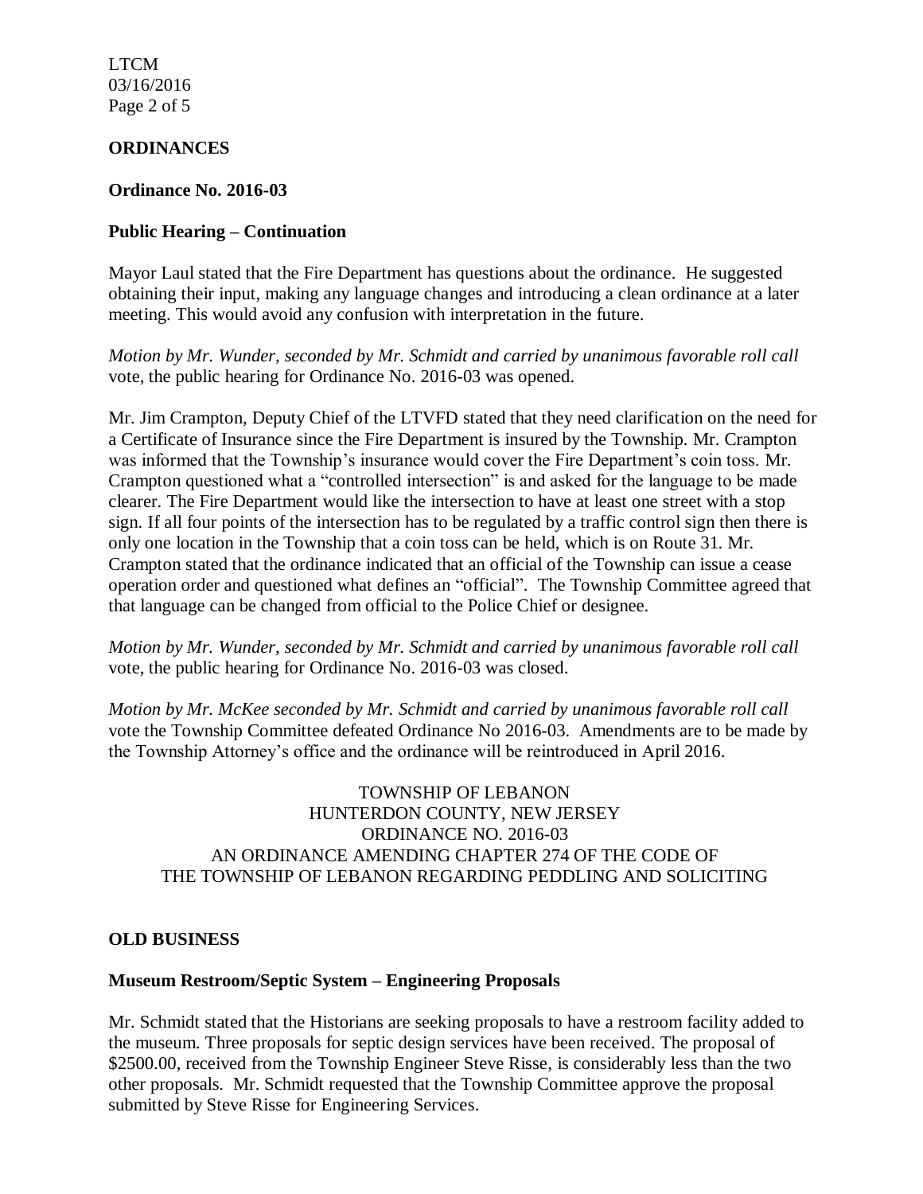## ORDINANCES

### Ordinance No. 2016-03

### Public Hearing – Continuation

Mayor Laul stated that the Fire Department has questions about the ordinance. He suggested obtaining their input, making any language changes and introducing a clean ordinance at a later meeting. This would avoid any confusion with interpretation in the future.

*Motion by Mr. Wunder, seconded by Mr. Schmidt and carried by unanimous favorable roll call* vote, the public hearing for Ordinance No. 2016-03 was opened.

Mr. Jim Crampton, Deputy Chief of the LTVFD stated that they need clarification on the need for a Certificate of Insurance since the Fire Department is insured by the Township. Mr. Crampton was informed that the Township's insurance would cover the Fire Department's coin toss. Mr. Crampton questioned what a "controlled intersection" is and asked for the language to be made clearer. The Fire Department would like the intersection to have at least one street with a stop sign. If all four points of the intersection has to be regulated by a traffic control sign then there is only one location in the Township that a coin toss can be held, which is on Route 31. Mr. Crampton stated that the ordinance indicated that an official of the Township can issue a cease operation order and questioned what defines an "official". The Township Committee agreed that that language can be changed from official to the Police Chief or designee.

*Motion by Mr. Wunder, seconded by Mr. Schmidt and carried by unanimous favorable roll call* vote, the public hearing for Ordinance No. 2016-03 was closed.

*Motion by Mr. McKee seconded by Mr. Schmidt and carried by unanimous favorable roll call* vote the Township Committee defeated Ordinance No 2016-03. Amendments are to be made by the Township Attorney's office and the ordinance will be reintroduced in April 2016.

TOWNSHIP OF LEBANON  
HUNTERDON COUNTY, NEW JERSEY  
ORDINANCE NO. 2016-03  
AN ORDINANCE AMENDING CHAPTER 274 OF THE CODE OF THE TOWNSHIP OF LEBANON REGARDING PEDDLING AND SOLICITING

## OLD BUSINESS

### Museum Restroom/Septic System – Engineering Proposals

Mr. Schmidt stated that the Historians are seeking proposals to have a restroom facility added to the museum. Three proposals for septic design services have been received. The proposal of $2500.00, received from the Township Engineer Steve Risse, is considerably less than the two other proposals. Mr. Schmidt requested that the Township Committee approve the proposal submitted by Steve Risse for Engineering Services.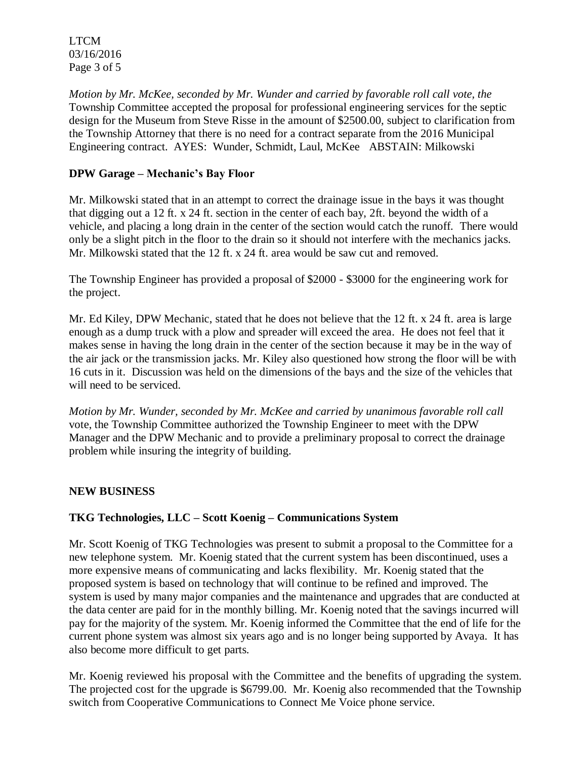*Motion by Mr. McKee, seconded by Mr. Wunder and carried by favorable roll call vote, the* Township Committee accepted the proposal for professional engineering services for the septic design for the Museum from Steve Risse in the amount of $2500.00, subject to clarification from the Township Attorney that there is no need for a contract separate from the 2016 Municipal Engineering contract. AYES: Wunder, Schmidt, Laul, McKee ABSTAIN: Milkowski

**DPW Garage – Mechanic's Bay Floor**

Mr. Milkowski stated that in an attempt to correct the drainage issue in the bays it was thought that digging out a 12 ft. x 24 ft. section in the center of each bay, 2ft. beyond the width of a vehicle, and placing a long drain in the center of the section would catch the runoff. There would only be a slight pitch in the floor to the drain so it should not interfere with the mechanics jacks. Mr. Milkowski stated that the 12 ft. x 24 ft. area would be saw cut and removed.

The Township Engineer has provided a proposal of $2000 - $3000 for the engineering work for the project.

Mr. Ed Kiley, DPW Mechanic, stated that he does not believe that the 12 ft. x 24 ft. area is large enough as a dump truck with a plow and spreader will exceed the area. He does not feel that it makes sense in having the long drain in the center of the section because it may be in the way of the air jack or the transmission jacks. Mr. Kiley also questioned how strong the floor will be with 16 cuts in it. Discussion was held on the dimensions of the bays and the size of the vehicles that will need to be serviced.

*Motion by Mr. Wunder, seconded by Mr. McKee and carried by unanimous favorable roll call* vote, the Township Committee authorized the Township Engineer to meet with the DPW Manager and the DPW Mechanic and to provide a preliminary proposal to correct the drainage problem while insuring the integrity of building.

**NEW BUSINESS**

**TKG Technologies, LLC – Scott Koenig – Communications System**

Mr. Scott Koenig of TKG Technologies was present to submit a proposal to the Committee for a new telephone system. Mr. Koenig stated that the current system has been discontinued, uses a more expensive means of communicating and lacks flexibility. Mr. Koenig stated that the proposed system is based on technology that will continue to be refined and improved. The system is used by many major companies and the maintenance and upgrades that are conducted at the data center are paid for in the monthly billing. Mr. Koenig noted that the savings incurred will pay for the majority of the system. Mr. Koenig informed the Committee that the end of life for the current phone system was almost six years ago and is no longer being supported by Avaya. It has also become more difficult to get parts.

Mr. Koenig reviewed his proposal with the Committee and the benefits of upgrading the system. The projected cost for the upgrade is $6799.00. Mr. Koenig also recommended that the Township switch from Cooperative Communications to Connect Me Voice phone service.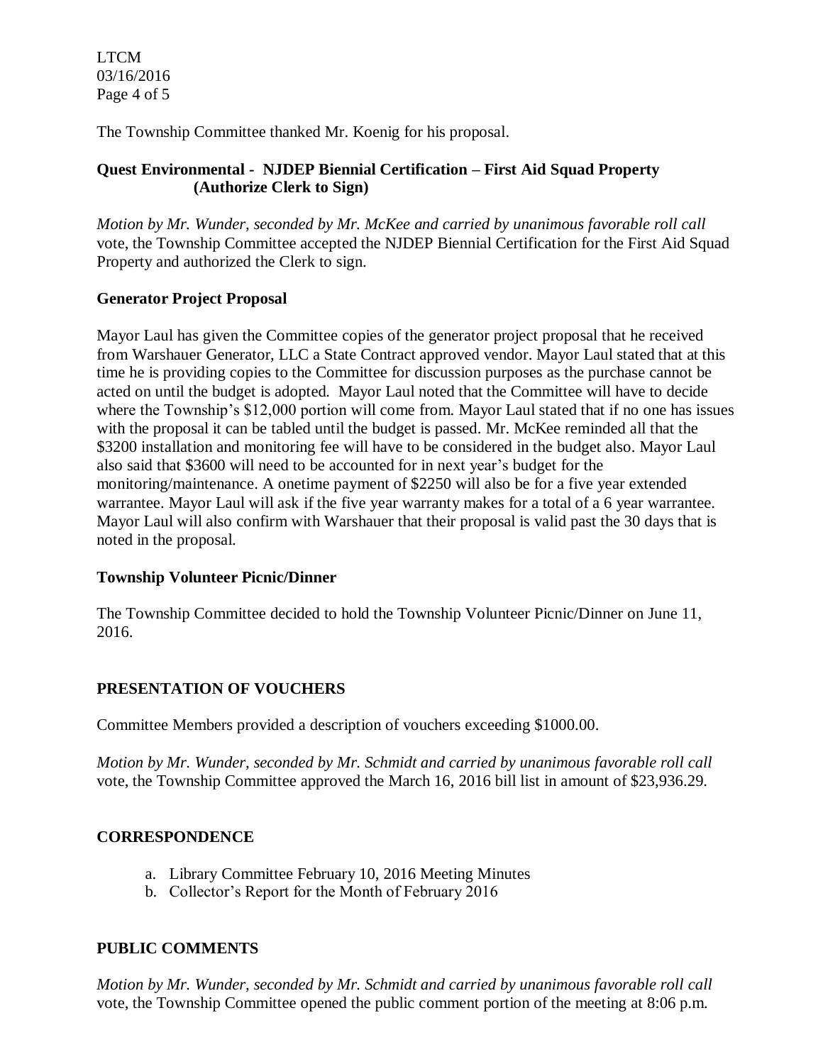The Township Committee thanked Mr. Koenig for his proposal.

**Quest Environmental - NJDEP Biennial Certification – First Aid Squad Property (Authorize Clerk to Sign)**

*Motion by Mr. Wunder, seconded by Mr. McKee and carried by unanimous favorable roll call* vote, the Township Committee accepted the NJDEP Biennial Certification for the First Aid Squad Property and authorized the Clerk to sign.

**Generator Project Proposal**

Mayor Laul has given the Committee copies of the generator project proposal that he received from Warshauer Generator, LLC a State Contract approved vendor. Mayor Laul stated that at this time he is providing copies to the Committee for discussion purposes as the purchase cannot be acted on until the budget is adopted. Mayor Laul noted that the Committee will have to decide where the Township's $12,000 portion will come from. Mayor Laul stated that if no one has issues with the proposal it can be tabled until the budget is passed. Mr. McKee reminded all that the $3200 installation and monitoring fee will have to be considered in the budget also. Mayor Laul also said that $3600 will need to be accounted for in next year's budget for the monitoring/maintenance. A onetime payment of $2250 will also be for a five year extended warrantee. Mayor Laul will ask if the five year warranty makes for a total of a 6 year warrantee. Mayor Laul will also confirm with Warshauer that their proposal is valid past the 30 days that is noted in the proposal.

**Township Volunteer Picnic/Dinner**

The Township Committee decided to hold the Township Volunteer Picnic/Dinner on June 11, 2016.

## PRESENTATION OF VOUCHERS

Committee Members provided a description of vouchers exceeding $1000.00.

*Motion by Mr. Wunder, seconded by Mr. Schmidt and carried by unanimous favorable roll call* vote, the Township Committee approved the March 16, 2016 bill list in amount of $23,936.29.

## CORRESPONDENCE

a. Library Committee February 10, 2016 Meeting Minutes
b. Collector's Report for the Month of February 2016

## PUBLIC COMMENTS

*Motion by Mr. Wunder, seconded by Mr. Schmidt and carried by unanimous favorable roll call* vote, the Township Committee opened the public comment portion of the meeting at 8:06 p.m.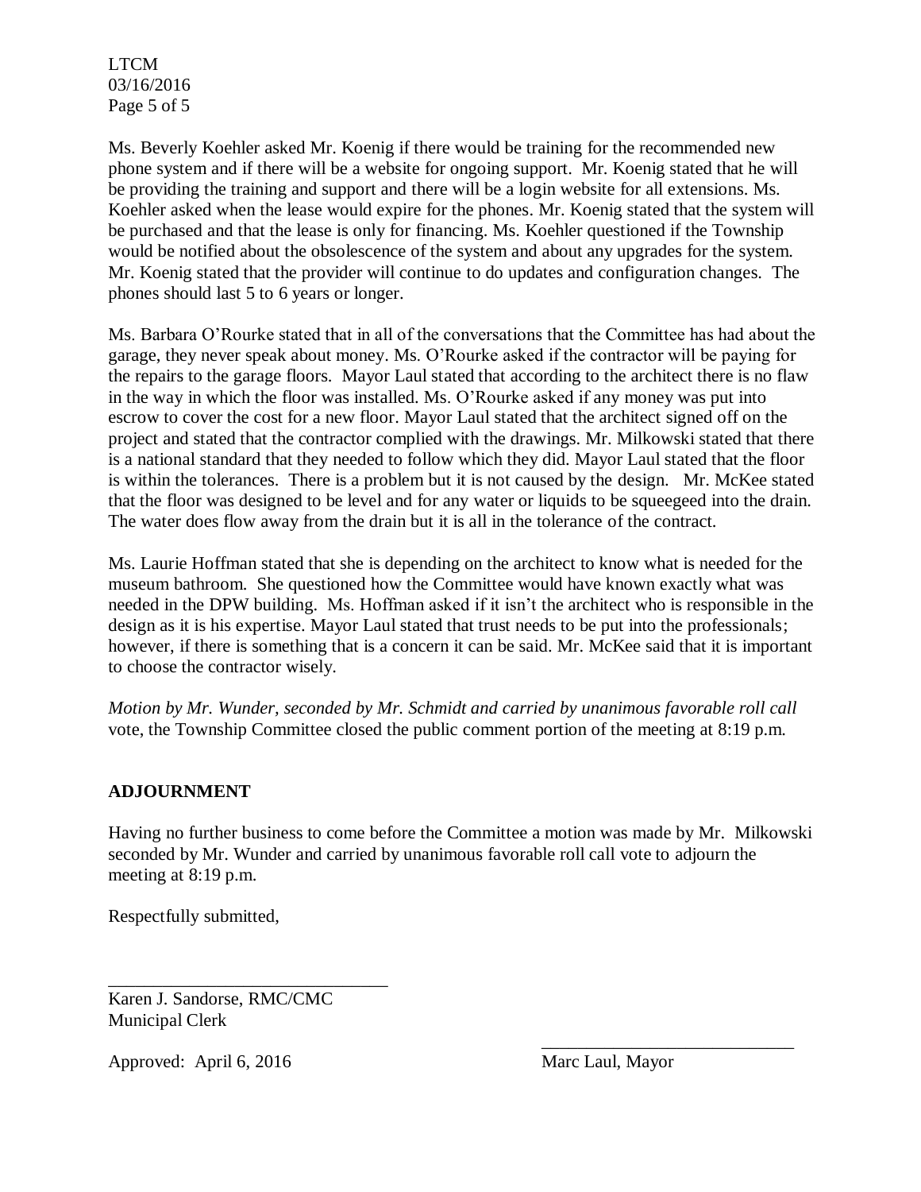Ms. Beverly Koehler asked Mr. Koenig if there would be training for the recommended new phone system and if there will be a website for ongoing support. Mr. Koenig stated that he will be providing the training and support and there will be a login website for all extensions. Ms. Koehler asked when the lease would expire for the phones. Mr. Koenig stated that the system will be purchased and that the lease is only for financing. Ms. Koehler questioned if the Township would be notified about the obsolescence of the system and about any upgrades for the system. Mr. Koenig stated that the provider will continue to do updates and configuration changes. The phones should last 5 to 6 years or longer.

Ms. Barbara O'Rourke stated that in all of the conversations that the Committee has had about the garage, they never speak about money. Ms. O'Rourke asked if the contractor will be paying for the repairs to the garage floors. Mayor Laul stated that according to the architect there is no flaw in the way in which the floor was installed. Ms. O'Rourke asked if any money was put into escrow to cover the cost for a new floor. Mayor Laul stated that the architect signed off on the project and stated that the contractor complied with the drawings. Mr. Milkowski stated that there is a national standard that they needed to follow which they did. Mayor Laul stated that the floor is within the tolerances. There is a problem but it is not caused by the design. Mr. McKee stated that the floor was designed to be level and for any water or liquids to be squeegeed into the drain. The water does flow away from the drain but it is all in the tolerance of the contract.

Ms. Laurie Hoffman stated that she is depending on the architect to know what is needed for the museum bathroom. She questioned how the Committee would have known exactly what was needed in the DPW building. Ms. Hoffman asked if it isn't the architect who is responsible in the design as it is his expertise. Mayor Laul stated that trust needs to be put into the professionals; however, if there is something that is a concern it can be said. Mr. McKee said that it is important to choose the contractor wisely.

*Motion by Mr. Wunder, seconded by Mr. Schmidt and carried by unanimous favorable roll call* vote, the Township Committee closed the public comment portion of the meeting at 8:19 p.m.

## ADJOURNMENT

Having no further business to come before the Committee a motion was made by Mr. Milkowski seconded by Mr. Wunder and carried by unanimous favorable roll call vote to adjourn the meeting at 8:19 p.m.

Respectfully submitted,

\_\_\_\_\_\_\_\_\_\_\_\_\_\_\_\_\_\_\_\_\_\_\_\_\_\_\_\_\_\_\_\_
Karen J. Sandorse, RMC/CMC
Municipal Clerk

Approved: April 6, 2016

\_\_\_\_\_\_\_\_\_\_\_\_\_\_\_\_\_\_\_\_\_\_\_\_\_\_\_\_\_\_\_\_
Marc Laul, Mayor